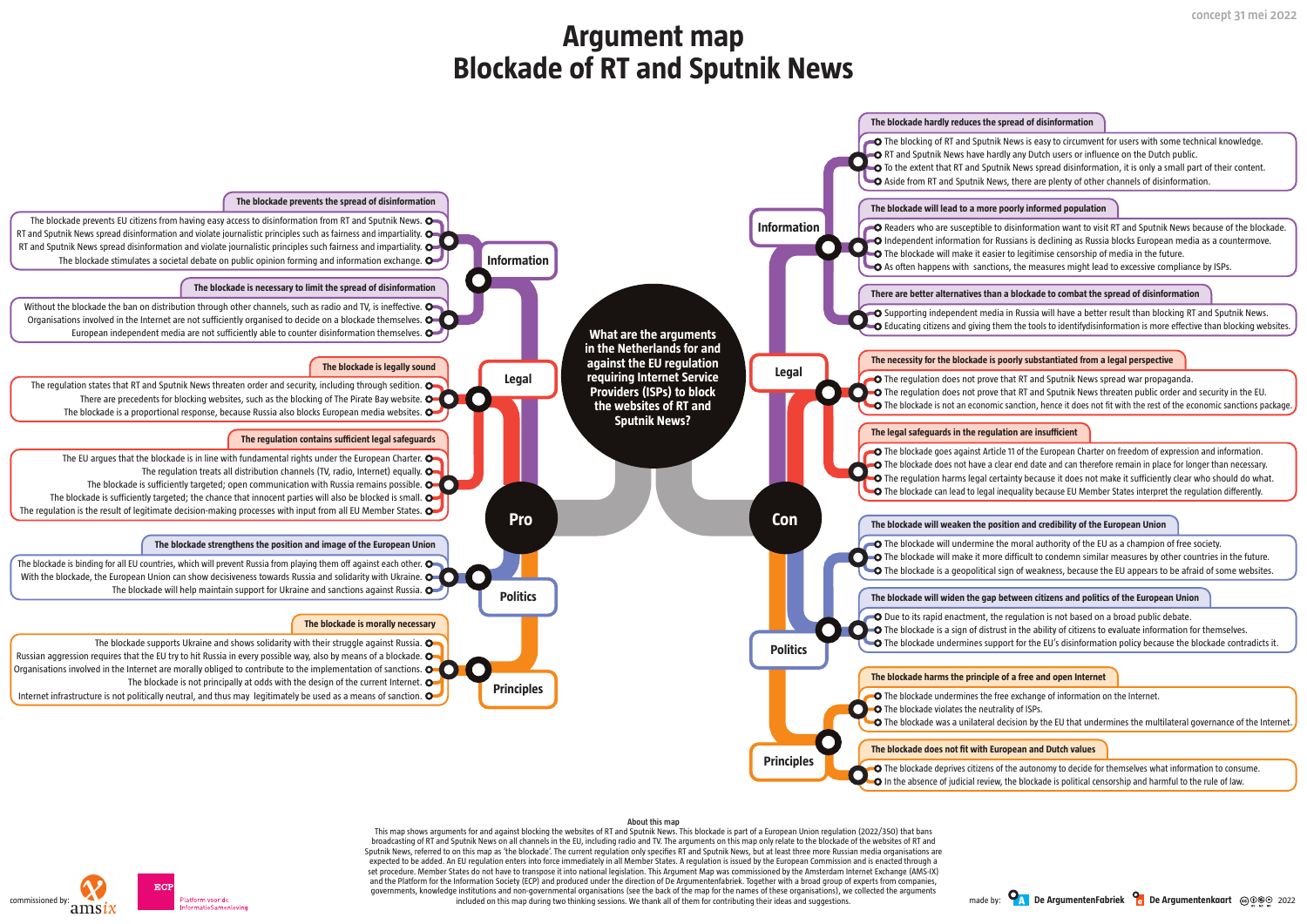concept 31 mei 2022

# Argument map
# Blockade of RT and Sputnik News

**What are the arguments in the Netherlands for and against the EU regulation requiring Internet Service Providers (ISPs) to block the websites of RT and Sputnik News?**

## Pro

### Information

**The blockade prevents the spread of disinformation**

- The blockade prevents EU citizens from having easy access to disinformation from RT and Sputnik News.
- RT and Sputnik News spread disinformation and violate journalistic principles such as fairness and impartiality.
- RT and Sputnik News spread disinformation and violate journalistic principles such fairness and impartiality.
- The blockade stimulates a societal debate on public opinion forming and information exchange.

**The blockade is necessary to limit the spread of disinformation**

- Without the blockade the ban on distribution through other channels, such as radio and TV, is ineffective.
- Organisations involved in the Internet are not sufficiently organised to decide on a blockade themselves.
- European independent media are not sufficiently able to counter disinformation themselves.

### Legal

**The blockade is legally sound**

- The regulation states that RT and Sputnik News threaten order and security, including through sedition.
- There are precedents for blocking websites, such as the blocking of The Pirate Bay website.
- The blockade is a proportional response, because Russia also blocks European media websites.

**The regulation contains sufficient legal safeguards**

- The EU argues that the blockade is in line with fundamental rights under the European Charter.
- The regulation treats all distribution channels (TV, radio, Internet) equally.
- The blockade is sufficiently targeted; open communication with Russia remains possible.
- The blockade is sufficiently targeted; the chance that innocent parties will also be blocked is small.
- The regulation is the result of legitimate decision-making processes with input from all EU Member States.

### Politics

**The blockade strengthens the position and image of the European Union**

- The blockade is binding for all EU countries, which will prevent Russia from playing them off against each other.
- With the blockade, the European Union can show decisiveness towards Russia and solidarity with Ukraine.
- The blockade will help maintain support for Ukraine and sanctions against Russia.

### Principles

**The blockade is morally necessary**

- The blockade supports Ukraine and shows solidarity with their struggle against Russia.
- Russian aggression requires that the EU try to hit Russia in every possible way, also by means of a blockade.
- Organisations involved in the Internet are morally obliged to contribute to the implementation of sanctions.
- The blockade is not principally at odds with the design of the current Internet.
- Internet infrastructure is not politically neutral, and thus may legitimately be used as a means of sanction.

## Con

### Information

**The blockade hardly reduces the spread of disinformation**

- The blocking of RT and Sputnik News is easy to circumvent for users with some technical knowledge.
- RT and Sputnik News have hardly any Dutch users or influence on the Dutch public.
- To the extent that RT and Sputnik News spread disinformation, it is only a small part of their content.
- Aside from RT and Sputnik News, there are plenty of other channels of disinformation.

**The blockade will lead to a more poorly informed population**

- Readers who are susceptible to disinformation want to visit RT and Sputnik News because of the blockade.
- Independent information for Russians is declining as Russia blocks European media as a countermove.
- The blockade will make it easier to legitimise censorship of media in the future.
- As often happens with sanctions, the measures might lead to excessive compliance by ISPs.

**There are better alternatives than a blockade to combat the spread of disinformation**

- Supporting independent media in Russia will have a better result than blocking RT and Sputnik News.
- Educating citizens and giving them the tools to identifydisinformation is more effective than blocking websites.

### Legal

**The necessity for the blockade is poorly substantiated from a legal perspective**

- The regulation does not prove that RT and Sputnik News spread war propaganda.
- The regulation does not prove that RT and Sputnik News threaten public order and security in the EU.
- The blockade is not an economic sanction, hence it does not fit with the rest of the economic sanctions package.

**The legal safeguards in the regulation are insufficient**

- The blockade goes against Article 11 of the European Charter on freedom of expression and information.
- The blockade does not have a clear end date and can therefore remain in place for longer than necessary.
- The regulation harms legal certainty because it does not make it sufficiently clear who should do what.
- The blockade can lead to legal inequality because EU Member States interpret the regulation differently.

### Politics

**The blockade will weaken the position and credibility of the European Union**

- The blockade will undermine the moral authority of the EU as a champion of free society.
- The blockade will make it more difficult to condemn similar measures by other countries in the future.
- The blockade is a geopolitical sign of weakness, because the EU appears to be afraid of some websites.

**The blockade will widen the gap between citizens and politics of the European Union**

- Due to its rapid enactment, the regulation is not based on a broad public debate.
- The blockade is a sign of distrust in the ability of citizens to evaluate information for themselves.
- The blockade undermines support for the EU's disinformation policy because the blockade contradicts it.

### Principles

**The blockade harms the principle of a free and open Internet**

- The blockade undermines the free exchange of information on the Internet.
- The blockade violates the neutrality of ISPs.
- The blockade was a unilateral decision by the EU that undermines the multilateral governance of the Internet.

**The blockade does not fit with European and Dutch values**

- The blockade deprives citizens of the autonomy to decide for themselves what information to consume.
- In the absence of judicial review, the blockade is political censorship and harmful to the rule of law.

---

**About this map**

This map shows arguments for and against blocking the websites of RT and Sputnik News. This blockade is part of a European Union regulation (2022/350) that bans broadcasting of RT and Sputnik News on all channels in the EU, including radio and TV. The arguments on this map only relate to the blockade of the websites of RT and Sputnik News, referred to on this map as 'the blockade'. The current regulation only specifies RT and Sputnik News, but at least three more Russian media organisations are expected to be added. An EU regulation enters into force immediately in all Member States. A regulation is issued by the European Commission and is enacted through a set procedure. Member States do not have to transpose it into national legislation. This Argument Map was commissioned by the Amsterdam Internet Exchange (AMS-IX) and the Platform for the Information Society (ECP) and produced under the direction of De Argumentenfabriek. Together with a broad group of experts from companies, governments, knowledge institutions and non-governmental organisations (see the back of the map for the names of these organisations), we collected the arguments included on this map during two thinking sessions. We thank all of them for contributing their ideas and suggestions.

commissioned by: amsix, ECP Platform voor de InformatieSamenleving

made by: De ArgumentenFabriek, De Argumentenkaart 2022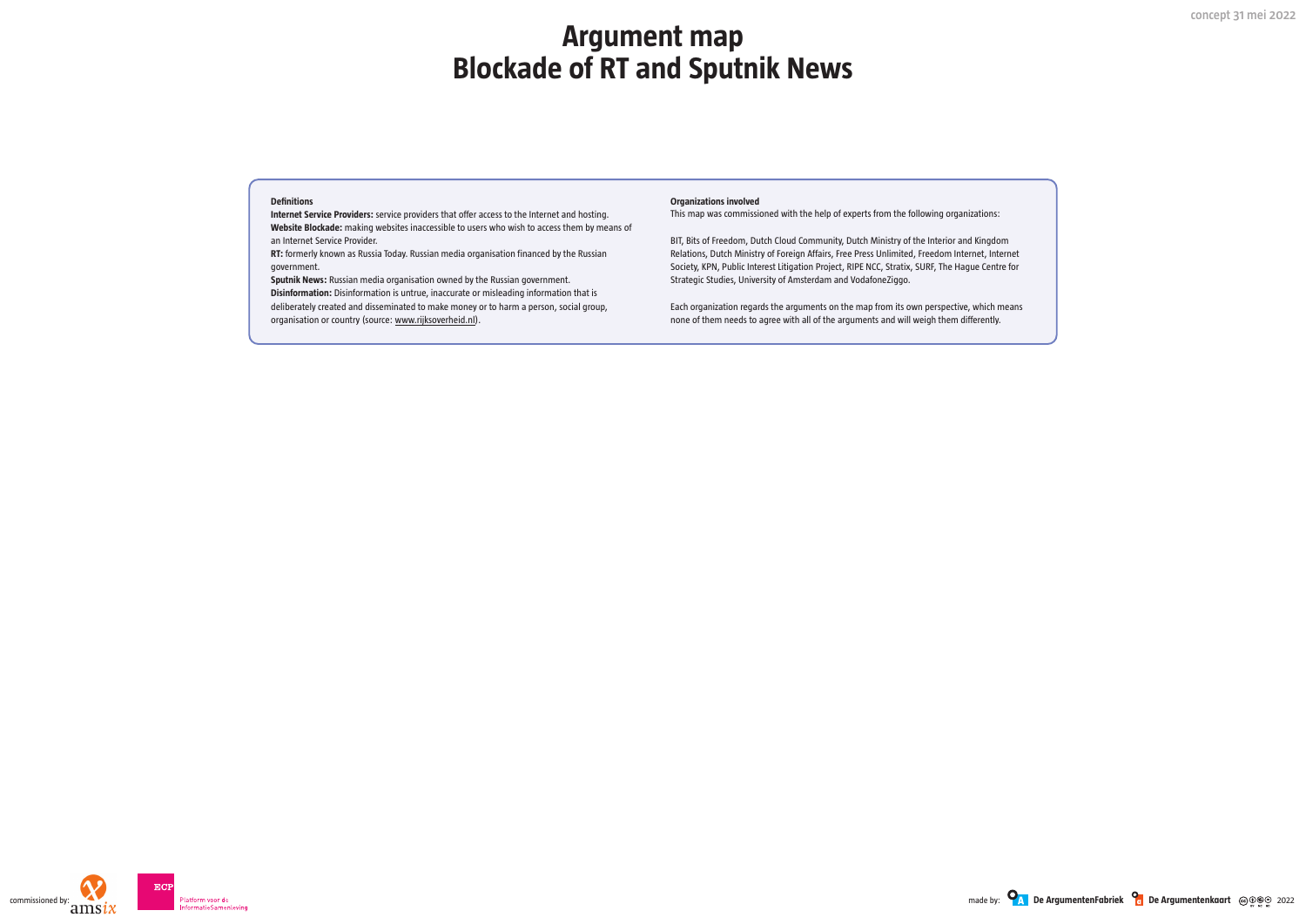concept 31 mei 2022

# Argument map
# Blockade of RT and Sputnik News

**Definitions**

**Internet Service Providers:** service providers that offer access to the Internet and hosting.
**Website Blockade:** making websites inaccessible to users who wish to access them by means of an Internet Service Provider.
**RT:** formerly known as Russia Today. Russian media organisation financed by the Russian government.
**Sputnik News:** Russian media organisation owned by the Russian government.
**Disinformation:** Disinformation is untrue, inaccurate or misleading information that is deliberately created and disseminated to make money or to harm a person, social group, organisation or country (source: www.rijksoverheid.nl).

**Organizations involved**

This map was commissioned with the help of experts from the following organizations:

BIT, Bits of Freedom, Dutch Cloud Community, Dutch Ministry of the Interior and Kingdom Relations, Dutch Ministry of Foreign Affairs, Free Press Unlimited, Freedom Internet, Internet Society, KPN, Public Interest Litigation Project, RIPE NCC, Stratix, SURF, The Hague Centre for Strategic Studies, University of Amsterdam and VodafoneZiggo.

Each organization regards the arguments on the map from its own perspective, which means none of them needs to agree with all of the arguments and will weigh them differently.

commissioned by: amsix ECP Platform voor de InformatieSamenleving

made by: De ArgumentenFabriek De Argumentenkaart 2022